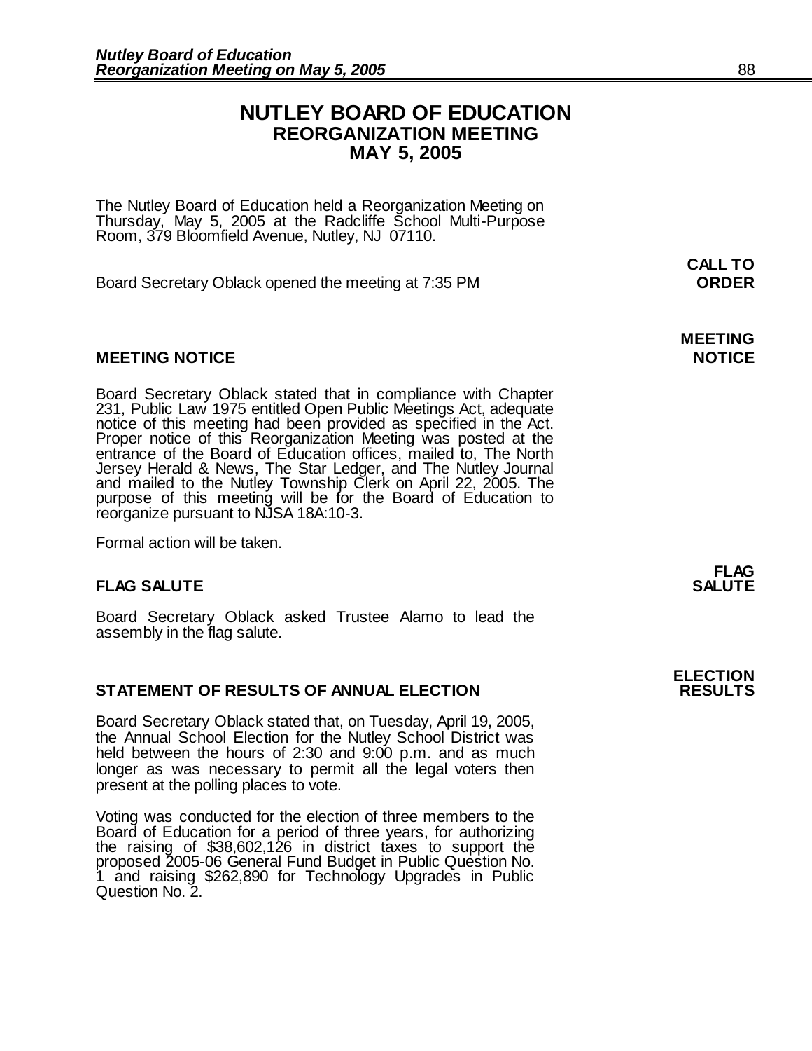# NUTLEY BOARD OF EDUCATION
## REORGANIZATION MEETING
## MAY 5, 2005

The Nutley Board of Education held a Reorganization Meeting on Thursday, May 5, 2005 at the Radcliffe School Multi-Purpose Room, 379 Bloomfield Avenue, Nutley, NJ 07110.

**CALL TO ORDER**

Board Secretary Oblack opened the meeting at 7:35 PM

**MEETING NOTICE**

### MEETING NOTICE

Board Secretary Oblack stated that in compliance with Chapter 231, Public Law 1975 entitled Open Public Meetings Act, adequate notice of this meeting had been provided as specified in the Act. Proper notice of this Reorganization Meeting was posted at the entrance of the Board of Education offices, mailed to, The North Jersey Herald & News, The Star Ledger, and The Nutley Journal and mailed to the Nutley Township Clerk on April 22, 2005. The purpose of this meeting will be for the Board of Education to reorganize pursuant to NJSA 18A:10-3.

Formal action will be taken.

**FLAG SALUTE**

### FLAG SALUTE

Board Secretary Oblack asked Trustee Alamo to lead the assembly in the flag salute.

**ELECTION RESULTS**

### STATEMENT OF RESULTS OF ANNUAL ELECTION

Board Secretary Oblack stated that, on Tuesday, April 19, 2005, the Annual School Election for the Nutley School District was held between the hours of 2:30 and 9:00 p.m. and as much longer as was necessary to permit all the legal voters then present at the polling places to vote.

Voting was conducted for the election of three members to the Board of Education for a period of three years, for authorizing the raising of $38,602,126 in district taxes to support the proposed 2005-06 General Fund Budget in Public Question No. 1 and raising $262,890 for Technology Upgrades in Public Question No. 2.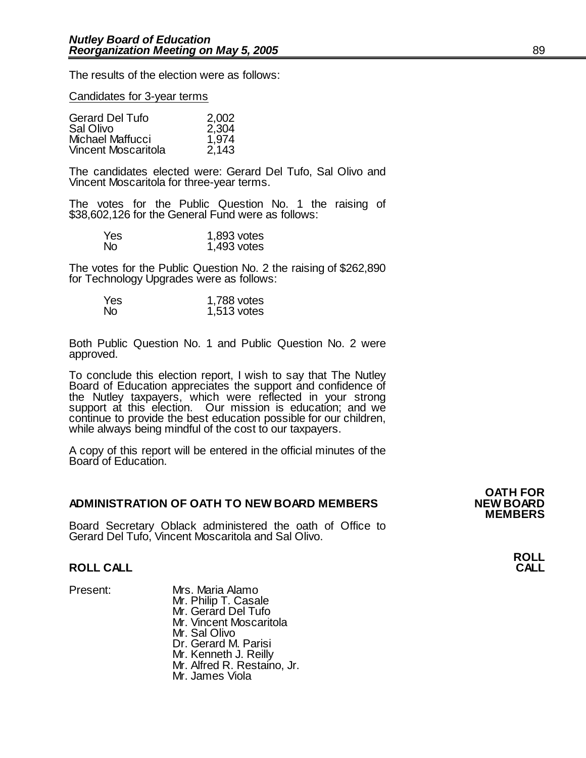The results of the election were as follows:

Candidates for 3-year terms

| | |
|---|---|
| Gerard Del Tufo | 2,002 |
| Sal Olivo | 2,304 |
| Michael Maffucci | 1,974 |
| Vincent Moscaritola | 2,143 |

The candidates elected were: Gerard Del Tufo, Sal Olivo and Vincent Moscaritola for three-year terms.

The votes for the Public Question No. 1 the raising of $38,602,126 for the General Fund were as follows:

| | |
|---|---|
| Yes | 1,893 votes |
| No | 1,493 votes |

The votes for the Public Question No. 2 the raising of $262,890 for Technology Upgrades were as follows:

| | |
|---|---|
| Yes | 1,788 votes |
| No | 1,513 votes |

Both Public Question No. 1 and Public Question No. 2 were approved.

To conclude this election report, I wish to say that The Nutley Board of Education appreciates the support and confidence of the Nutley taxpayers, which were reflected in your strong support at this election. Our mission is education; and we continue to provide the best education possible for our children, while always being mindful of the cost to our taxpayers.

A copy of this report will be entered in the official minutes of the Board of Education.

**OATH FOR NEW BOARD MEMBERS**

**ADMINISTRATION OF OATH TO NEW BOARD MEMBERS**

Board Secretary Oblack administered the oath of Office to Gerard Del Tufo, Vincent Moscaritola and Sal Olivo.

**ROLL CALL**

**ROLL CALL**

Present:
- Mrs. Maria Alamo
- Mr. Philip T. Casale
- Mr. Gerard Del Tufo
- Mr. Vincent Moscaritola
- Mr. Sal Olivo
- Dr. Gerard M. Parisi
- Mr. Kenneth J. Reilly
- Mr. Alfred R. Restaino, Jr.
- Mr. James Viola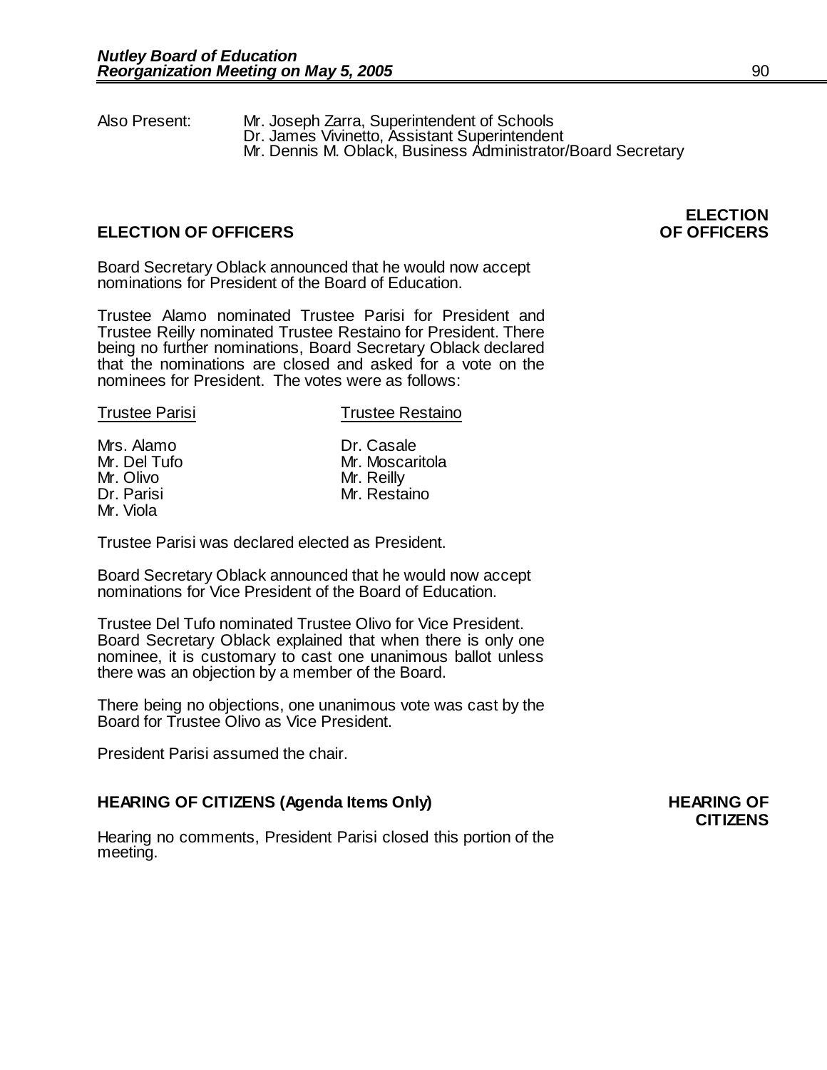Also Present: Mr. Joseph Zarra, Superintendent of Schools
Dr. James Vivinetto, Assistant Superintendent
Mr. Dennis M. Oblack, Business Administrator/Board Secretary

## ELECTION OF OFFICERS

**ELECTION OF OFFICERS**

Board Secretary Oblack announced that he would now accept nominations for President of the Board of Education.

Trustee Alamo nominated Trustee Parisi for President and Trustee Reilly nominated Trustee Restaino for President. There being no further nominations, Board Secretary Oblack declared that the nominations are closed and asked for a vote on the nominees for President. The votes were as follows:

| Trustee Parisi | Trustee Restaino |
|---|---|
| Mrs. Alamo | Dr. Casale |
| Mr. Del Tufo | Mr. Moscaritola |
| Mr. Olivo | Mr. Reilly |
| Dr. Parisi | Mr. Restaino |
| Mr. Viola | |

Trustee Parisi was declared elected as President.

Board Secretary Oblack announced that he would now accept nominations for Vice President of the Board of Education.

Trustee Del Tufo nominated Trustee Olivo for Vice President. Board Secretary Oblack explained that when there is only one nominee, it is customary to cast one unanimous ballot unless there was an objection by a member of the Board.

There being no objections, one unanimous vote was cast by the Board for Trustee Olivo as Vice President.

President Parisi assumed the chair.

## HEARING OF CITIZENS (Agenda Items Only)

**HEARING OF CITIZENS**

Hearing no comments, President Parisi closed this portion of the meeting.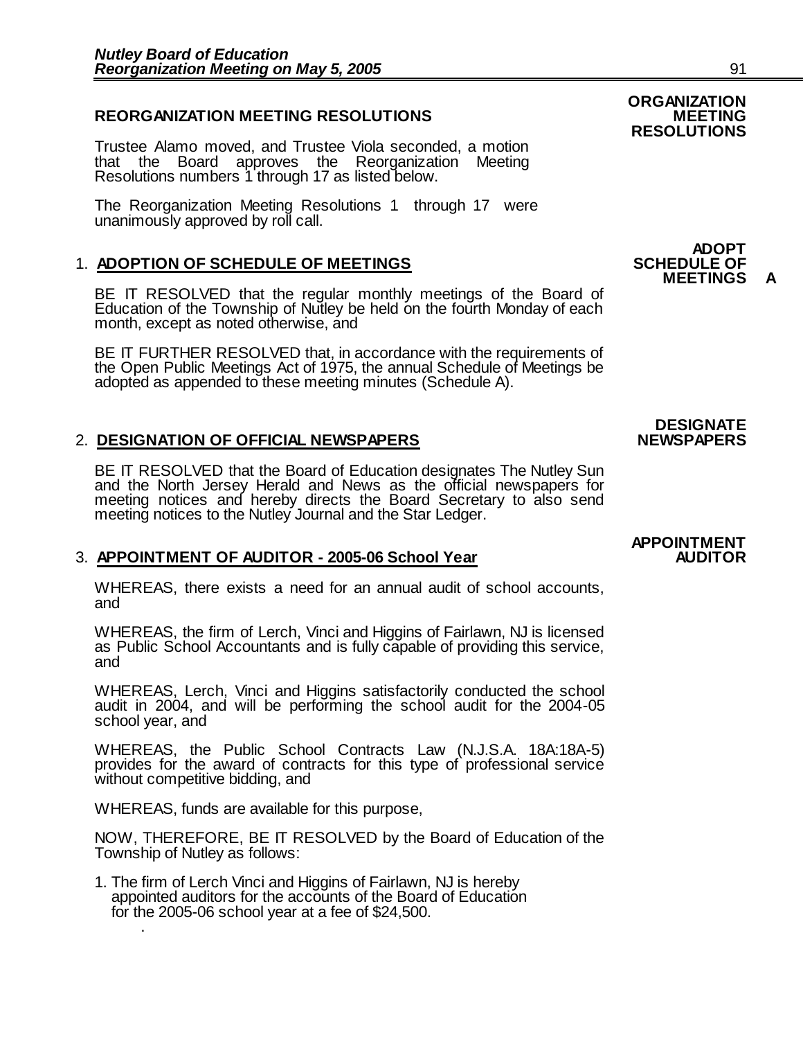**ORGANIZATION MEETING RESOLUTIONS**

## REORGANIZATION MEETING RESOLUTIONS

Trustee Alamo moved, and Trustee Viola seconded, a motion that the Board approves the Reorganization Meeting Resolutions numbers 1 through 17 as listed below.

The Reorganization Meeting Resolutions 1 through 17 were unanimously approved by roll call.

**ADOPT SCHEDULE OF MEETINGS A**

1. **ADOPTION OF SCHEDULE OF MEETINGS**

   BE IT RESOLVED that the regular monthly meetings of the Board of Education of the Township of Nutley be held on the fourth Monday of each month, except as noted otherwise, and

   BE IT FURTHER RESOLVED that, in accordance with the requirements of the Open Public Meetings Act of 1975, the annual Schedule of Meetings be adopted as appended to these meeting minutes (Schedule A).

**DESIGNATE NEWSPAPERS**

2. **DESIGNATION OF OFFICIAL NEWSPAPERS**

   BE IT RESOLVED that the Board of Education designates The Nutley Sun and the North Jersey Herald and News as the official newspapers for meeting notices and hereby directs the Board Secretary to also send meeting notices to the Nutley Journal and the Star Ledger.

**APPOINTMENT AUDITOR**

3. **APPOINTMENT OF AUDITOR - 2005-06 School Year**

   WHEREAS, there exists a need for an annual audit of school accounts, and

   WHEREAS, the firm of Lerch, Vinci and Higgins of Fairlawn, NJ is licensed as Public School Accountants and is fully capable of providing this service, and

   WHEREAS, Lerch, Vinci and Higgins satisfactorily conducted the school audit in 2004, and will be performing the school audit for the 2004-05 school year, and

   WHEREAS, the Public School Contracts Law (N.J.S.A. 18A:18A-5) provides for the award of contracts for this type of professional service without competitive bidding, and

   WHEREAS, funds are available for this purpose,

   NOW, THEREFORE, BE IT RESOLVED by the Board of Education of the Township of Nutley as follows:

   1. The firm of Lerch Vinci and Higgins of Fairlawn, NJ is hereby appointed auditors for the accounts of the Board of Education for the 2005-06 school year at a fee of $24,500.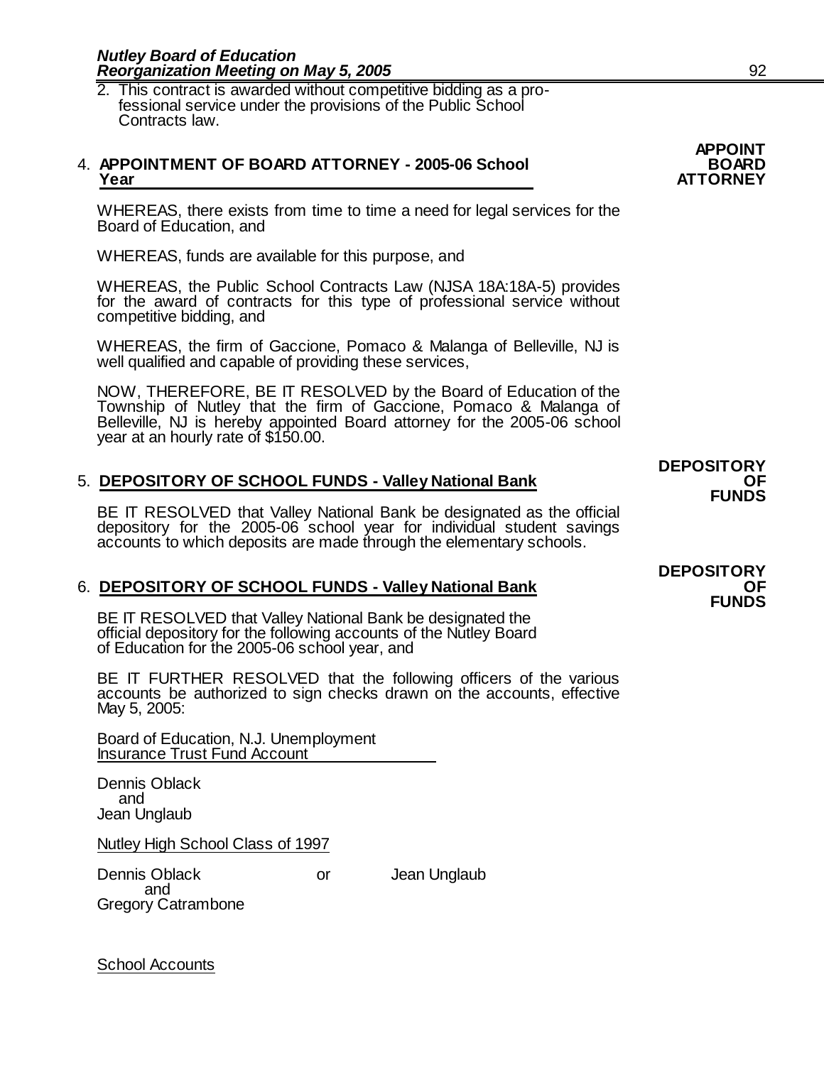2. This contract is awarded without competitive bidding as a professional service under the provisions of the Public School Contracts law.

**APPOINT BOARD ATTORNEY**

4. **APPOINTMENT OF BOARD ATTORNEY - 2005-06 School Year**

WHEREAS, there exists from time to time a need for legal services for the Board of Education, and

WHEREAS, funds are available for this purpose, and

WHEREAS, the Public School Contracts Law (NJSA 18A:18A-5) provides for the award of contracts for this type of professional service without competitive bidding, and

WHEREAS, the firm of Gaccione, Pomaco & Malanga of Belleville, NJ is well qualified and capable of providing these services,

NOW, THEREFORE, BE IT RESOLVED by the Board of Education of the Township of Nutley that the firm of Gaccione, Pomaco & Malanga of Belleville, NJ is hereby appointed Board attorney for the 2005-06 school year at an hourly rate of $150.00.

**DEPOSITORY OF FUNDS**

5. **DEPOSITORY OF SCHOOL FUNDS - Valley National Bank**

BE IT RESOLVED that Valley National Bank be designated as the official depository for the 2005-06 school year for individual student savings accounts to which deposits are made through the elementary schools.

**DEPOSITORY OF FUNDS**

6. **DEPOSITORY OF SCHOOL FUNDS - Valley National Bank**

BE IT RESOLVED that Valley National Bank be designated the official depository for the following accounts of the Nutley Board of Education for the 2005-06 school year, and

BE IT FURTHER RESOLVED that the following officers of the various accounts be authorized to sign checks drawn on the accounts, effective May 5, 2005:

Board of Education, N.J. Unemployment Insurance Trust Fund Account

Dennis Oblack
and
Jean Unglaub

Nutley High School Class of 1997

Dennis Oblack or Jean Unglaub
and
Gregory Catrambone

School Accounts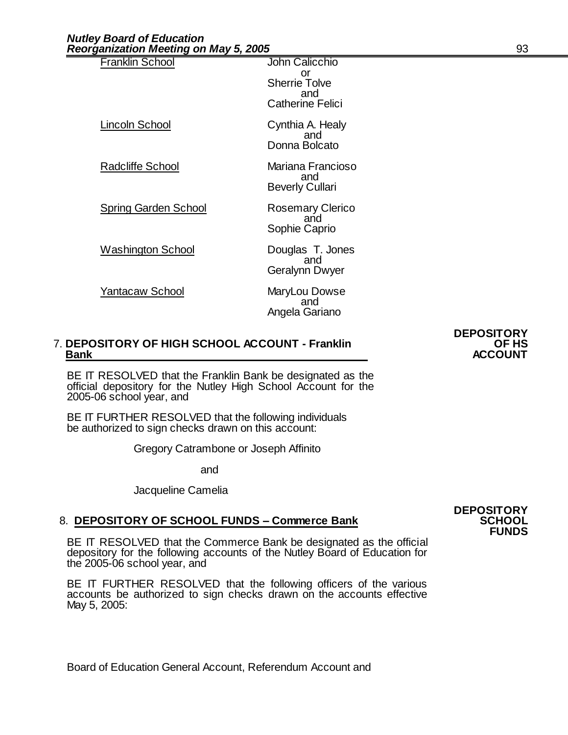| School | Signatories |
| --- | --- |
| Franklin School | John Calicchio or Sherrie Tolve and Catherine Felici |
| Lincoln School | Cynthia A. Healy and Donna Bolcato |
| Radcliffe School | Mariana Francioso and Beverly Cullari |
| Spring Garden School | Rosemary Clerico and Sophie Caprio |
| Washington School | Douglas T. Jones and Geralynn Dwyer |
| Yantacaw School | MaryLou Dowse and Angela Gariano |

**DEPOSITORY OF HS ACCOUNT**

7. **DEPOSITORY OF HIGH SCHOOL ACCOUNT - Franklin Bank**

BE IT RESOLVED that the Franklin Bank be designated as the official depository for the Nutley High School Account for the 2005-06 school year, and

BE IT FURTHER RESOLVED that the following individuals be authorized to sign checks drawn on this account:

Gregory Catrambone or Joseph Affinito

and

Jacqueline Camelia

**DEPOSITORY SCHOOL FUNDS**

8. **DEPOSITORY OF SCHOOL FUNDS – Commerce Bank**

BE IT RESOLVED that the Commerce Bank be designated as the official depository for the following accounts of the Nutley Board of Education for the 2005-06 school year, and

BE IT FURTHER RESOLVED that the following officers of the various accounts be authorized to sign checks drawn on the accounts effective May 5, 2005:

Board of Education General Account, Referendum Account and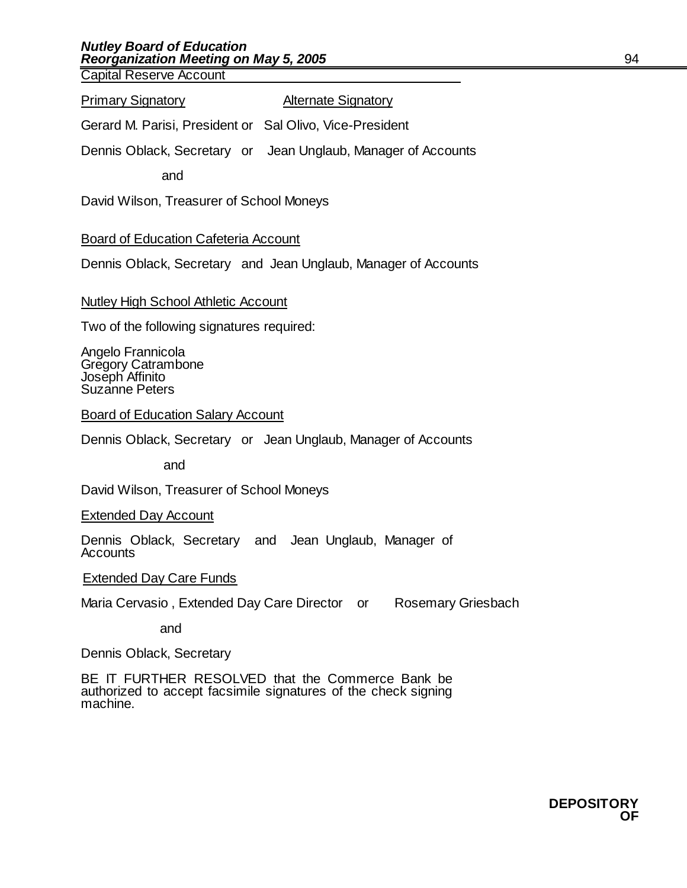Capital Reserve Account

<u>Primary Signatory</u> <u>Alternate Signatory</u>

Gerard M. Parisi, President or Sal Olivo, Vice-President

Dennis Oblack, Secretary or Jean Unglaub, Manager of Accounts

and

David Wilson, Treasurer of School Moneys

<u>Board of Education Cafeteria Account</u>

Dennis Oblack, Secretary and Jean Unglaub, Manager of Accounts

<u>Nutley High School Athletic Account</u>

Two of the following signatures required:

Angelo Frannicola
Gregory Catrambone
Joseph Affinito
Suzanne Peters

<u>Board of Education Salary Account</u>

Dennis Oblack, Secretary or Jean Unglaub, Manager of Accounts

and

David Wilson, Treasurer of School Moneys

<u>Extended Day Account</u>

Dennis Oblack, Secretary and Jean Unglaub, Manager of Accounts

<u>Extended Day Care Funds</u>

Maria Cervasio , Extended Day Care Director or Rosemary Griesbach

and

Dennis Oblack, Secretary

BE IT FURTHER RESOLVED that the Commerce Bank be authorized to accept facsimile signatures of the check signing machine.

**DEPOSITORY OF**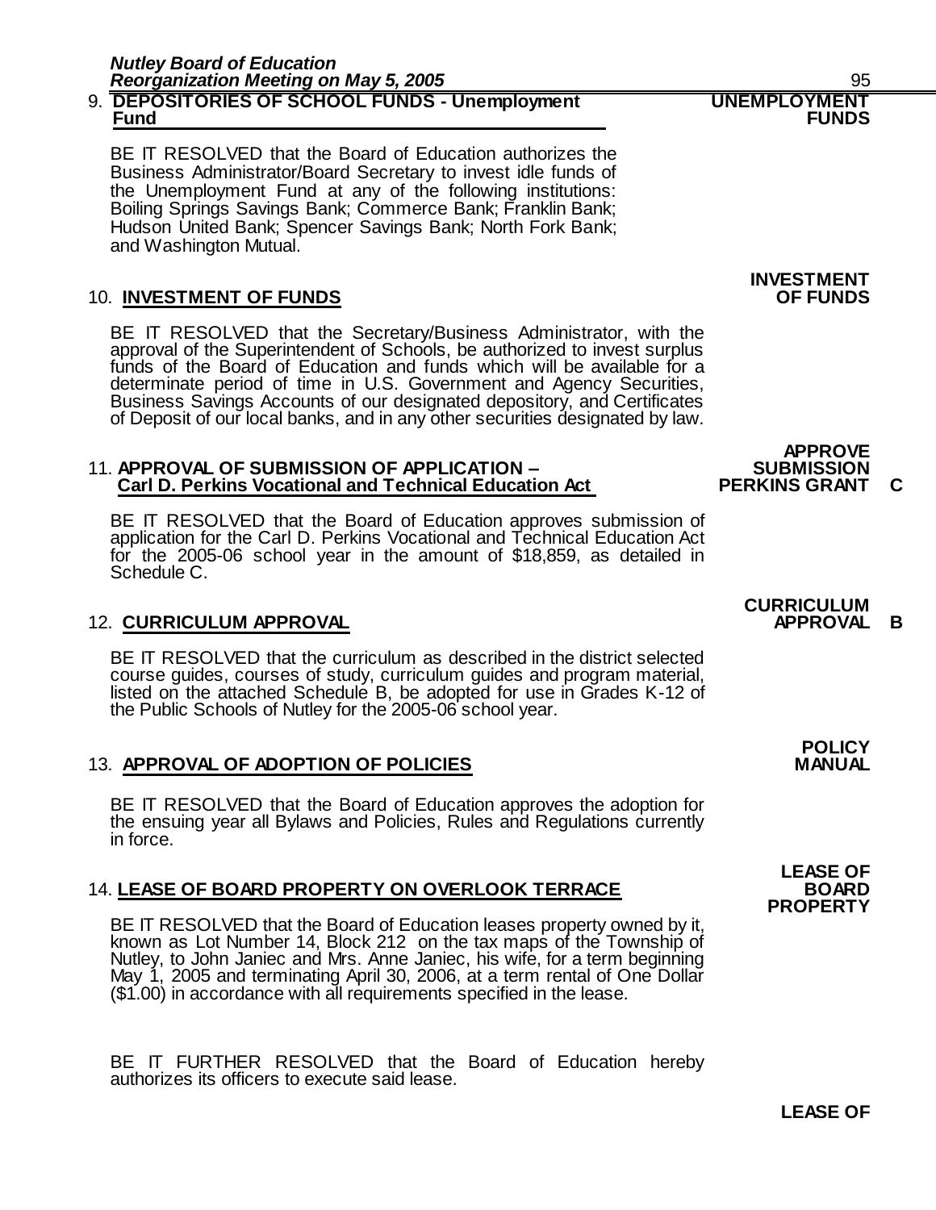## 9. DEPOSITORIES OF SCHOOL FUNDS - Unemployment Fund

**UNEMPLOYMENT FUNDS**

BE IT RESOLVED that the Board of Education authorizes the Business Administrator/Board Secretary to invest idle funds of the Unemployment Fund at any of the following institutions: Boiling Springs Savings Bank; Commerce Bank; Franklin Bank; Hudson United Bank; Spencer Savings Bank; North Fork Bank; and Washington Mutual.

## 10. INVESTMENT OF FUNDS

**INVESTMENT OF FUNDS**

BE IT RESOLVED that the Secretary/Business Administrator, with the approval of the Superintendent of Schools, be authorized to invest surplus funds of the Board of Education and funds which will be available for a determinate period of time in U.S. Government and Agency Securities, Business Savings Accounts of our designated depository, and Certificates of Deposit of our local banks, and in any other securities designated by law.

## 11. APPROVAL OF SUBMISSION OF APPLICATION – Carl D. Perkins Vocational and Technical Education Act

**APPROVE SUBMISSION PERKINS GRANT C**

BE IT RESOLVED that the Board of Education approves submission of application for the Carl D. Perkins Vocational and Technical Education Act for the 2005-06 school year in the amount of $18,859, as detailed in Schedule C.

## 12. CURRICULUM APPROVAL

**CURRICULUM APPROVAL B**

BE IT RESOLVED that the curriculum as described in the district selected course guides, courses of study, curriculum guides and program material, listed on the attached Schedule B, be adopted for use in Grades K-12 of the Public Schools of Nutley for the 2005-06 school year.

## 13. APPROVAL OF ADOPTION OF POLICIES

**POLICY MANUAL**

BE IT RESOLVED that the Board of Education approves the adoption for the ensuing year all Bylaws and Policies, Rules and Regulations currently in force.

## 14. LEASE OF BOARD PROPERTY ON OVERLOOK TERRACE

**LEASE OF BOARD PROPERTY**

BE IT RESOLVED that the Board of Education leases property owned by it, known as Lot Number 14, Block 212 on the tax maps of the Township of Nutley, to John Janiec and Mrs. Anne Janiec, his wife, for a term beginning May 1, 2005 and terminating April 30, 2006, at a term rental of One Dollar ($1.00) in accordance with all requirements specified in the lease.

BE IT FURTHER RESOLVED that the Board of Education hereby authorizes its officers to execute said lease.

**LEASE OF**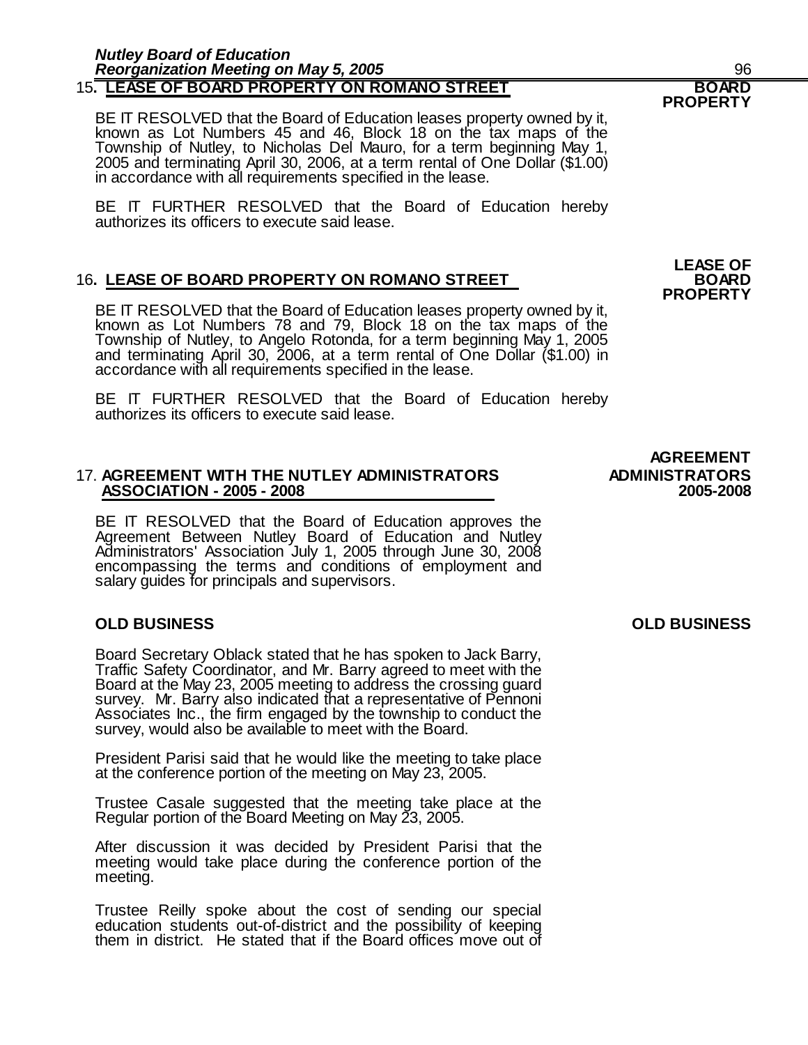### 15. LEASE OF BOARD PROPERTY ON ROMANO STREET

**BOARD PROPERTY**

BE IT RESOLVED that the Board of Education leases property owned by it, known as Lot Numbers 45 and 46, Block 18 on the tax maps of the Township of Nutley, to Nicholas Del Mauro, for a term beginning May 1, 2005 and terminating April 30, 2006, at a term rental of One Dollar ($1.00) in accordance with all requirements specified in the lease.

BE IT FURTHER RESOLVED that the Board of Education hereby authorizes its officers to execute said lease.

### 16. LEASE OF BOARD PROPERTY ON ROMANO STREET

**LEASE OF BOARD PROPERTY**

BE IT RESOLVED that the Board of Education leases property owned by it, known as Lot Numbers 78 and 79, Block 18 on the tax maps of the Township of Nutley, to Angelo Rotonda, for a term beginning May 1, 2005 and terminating April 30, 2006, at a term rental of One Dollar ($1.00) in accordance with all requirements specified in the lease.

BE IT FURTHER RESOLVED that the Board of Education hereby authorizes its officers to execute said lease.

### 17. AGREEMENT WITH THE NUTLEY ADMINISTRATORS ASSOCIATION - 2005 - 2008

**AGREEMENT ADMINISTRATORS 2005-2008**

BE IT RESOLVED that the Board of Education approves the Agreement Between Nutley Board of Education and Nutley Administrators' Association July 1, 2005 through June 30, 2008 encompassing the terms and conditions of employment and salary guides for principals and supervisors.

## OLD BUSINESS

**OLD BUSINESS**

Board Secretary Oblack stated that he has spoken to Jack Barry, Traffic Safety Coordinator, and Mr. Barry agreed to meet with the Board at the May 23, 2005 meeting to address the crossing guard survey. Mr. Barry also indicated that a representative of Pennoni Associates Inc., the firm engaged by the township to conduct the survey, would also be available to meet with the Board.

President Parisi said that he would like the meeting to take place at the conference portion of the meeting on May 23, 2005.

Trustee Casale suggested that the meeting take place at the Regular portion of the Board Meeting on May 23, 2005.

After discussion it was decided by President Parisi that the meeting would take place during the conference portion of the meeting.

Trustee Reilly spoke about the cost of sending our special education students out-of-district and the possibility of keeping them in district. He stated that if the Board offices move out of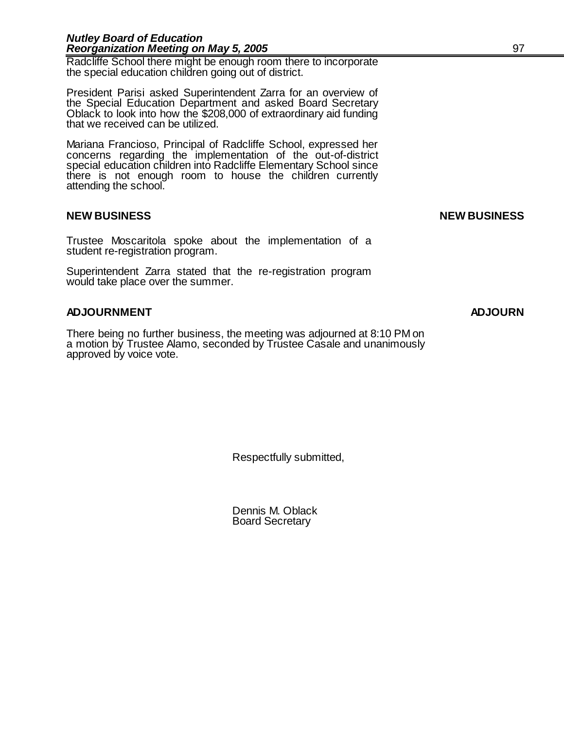Radcliffe School there might be enough room there to incorporate the special education children going out of district.

President Parisi asked Superintendent Zarra for an overview of the Special Education Department and asked Board Secretary Oblack to look into how the $208,000 of extraordinary aid funding that we received can be utilized.

Mariana Francioso, Principal of Radcliffe School, expressed her concerns regarding the implementation of the out-of-district special education children into Radcliffe Elementary School since there is not enough room to house the children currently attending the school.

## NEW BUSINESS

NEW BUSINESS

Trustee Moscaritola spoke about the implementation of a student re-registration program.

Superintendent Zarra stated that the re-registration program would take place over the summer.

## ADJOURNMENT

ADJOURN

There being no further business, the meeting was adjourned at 8:10 PM on a motion by Trustee Alamo, seconded by Trustee Casale and unanimously approved by voice vote.

Respectfully submitted,

Dennis M. Oblack
Board Secretary